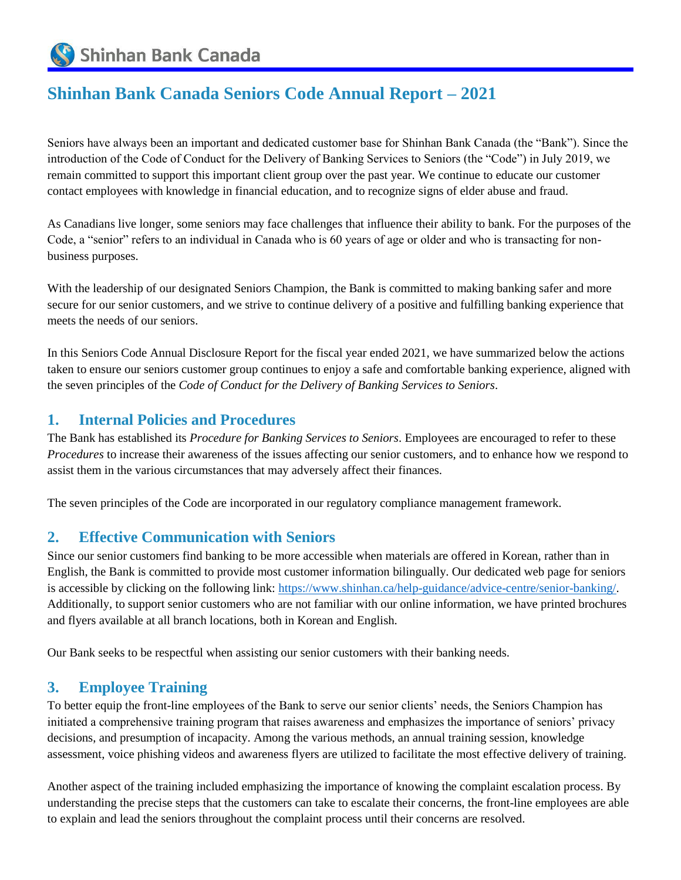Shinhan Bank Canada

# Shinhan Bank Canada Seniors Code Annual Report – 2021

Seniors have always been an important and dedicated customer base for Shinhan Bank Canada (the "Bank"). Since the introduction of the Code of Conduct for the Delivery of Banking Services to Seniors (the "Code") in July 2019, we remain committed to support this important client group over the past year. We continue to educate our customer contact employees with knowledge in financial education, and to recognize signs of elder abuse and fraud.

As Canadians live longer, some seniors may face challenges that influence their ability to bank. For the purposes of the Code, a "senior" refers to an individual in Canada who is 60 years of age or older and who is transacting for non-business purposes.

With the leadership of our designated Seniors Champion, the Bank is committed to making banking safer and more secure for our senior customers, and we strive to continue delivery of a positive and fulfilling banking experience that meets the needs of our seniors.

In this Seniors Code Annual Disclosure Report for the fiscal year ended 2021, we have summarized below the actions taken to ensure our seniors customer group continues to enjoy a safe and comfortable banking experience, aligned with the seven principles of the *Code of Conduct for the Delivery of Banking Services to Seniors*.

## 1. Internal Policies and Procedures

The Bank has established its *Procedure for Banking Services to Seniors*. Employees are encouraged to refer to these *Procedures* to increase their awareness of the issues affecting our senior customers, and to enhance how we respond to assist them in the various circumstances that may adversely affect their finances.

The seven principles of the Code are incorporated in our regulatory compliance management framework.

## 2. Effective Communication with Seniors

Since our senior customers find banking to be more accessible when materials are offered in Korean, rather than in English, the Bank is committed to provide most customer information bilingually. Our dedicated web page for seniors is accessible by clicking on the following link: [https://www.shinhan.ca/help-guidance/advice-centre/senior-banking/](https://www.shinhan.ca/help-guidance/advice-centre/senior-banking/). Additionally, to support senior customers who are not familiar with our online information, we have printed brochures and flyers available at all branch locations, both in Korean and English.

Our Bank seeks to be respectful when assisting our senior customers with their banking needs.

## 3. Employee Training

To better equip the front-line employees of the Bank to serve our senior clients' needs, the Seniors Champion has initiated a comprehensive training program that raises awareness and emphasizes the importance of seniors' privacy decisions, and presumption of incapacity. Among the various methods, an annual training session, knowledge assessment, voice phishing videos and awareness flyers are utilized to facilitate the most effective delivery of training.

Another aspect of the training included emphasizing the importance of knowing the complaint escalation process. By understanding the precise steps that the customers can take to escalate their concerns, the front-line employees are able to explain and lead the seniors throughout the complaint process until their concerns are resolved.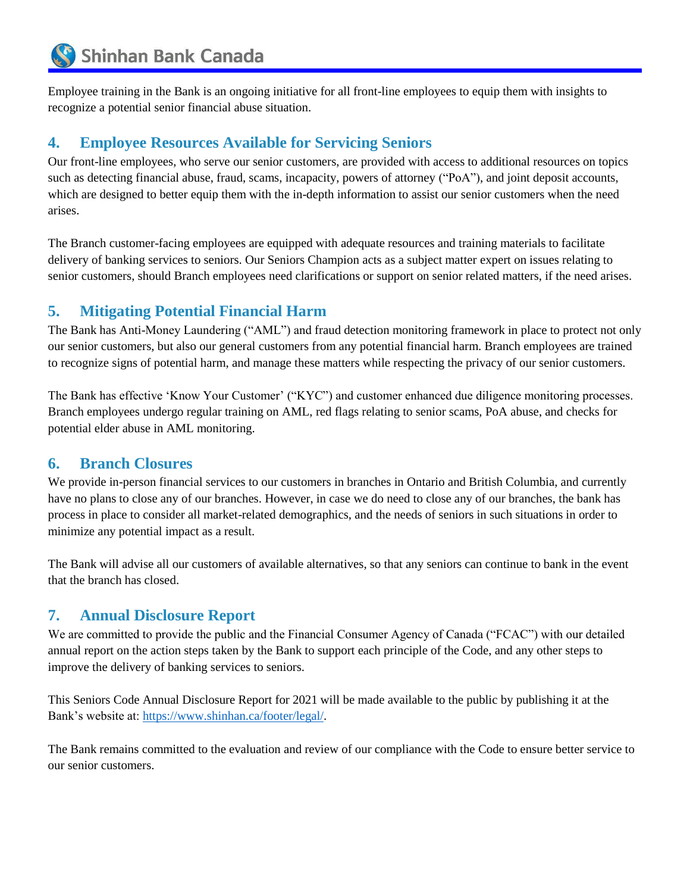Employee training in the Bank is an ongoing initiative for all front-line employees to equip them with insights to recognize a potential senior financial abuse situation.

## 4. Employee Resources Available for Servicing Seniors

Our front-line employees, who serve our senior customers, are provided with access to additional resources on topics such as detecting financial abuse, fraud, scams, incapacity, powers of attorney ("PoA"), and joint deposit accounts, which are designed to better equip them with the in-depth information to assist our senior customers when the need arises.

The Branch customer-facing employees are equipped with adequate resources and training materials to facilitate delivery of banking services to seniors. Our Seniors Champion acts as a subject matter expert on issues relating to senior customers, should Branch employees need clarifications or support on senior related matters, if the need arises.

## 5. Mitigating Potential Financial Harm

The Bank has Anti-Money Laundering ("AML") and fraud detection monitoring framework in place to protect not only our senior customers, but also our general customers from any potential financial harm. Branch employees are trained to recognize signs of potential harm, and manage these matters while respecting the privacy of our senior customers.

The Bank has effective 'Know Your Customer' ("KYC") and customer enhanced due diligence monitoring processes. Branch employees undergo regular training on AML, red flags relating to senior scams, PoA abuse, and checks for potential elder abuse in AML monitoring.

## 6. Branch Closures

We provide in-person financial services to our customers in branches in Ontario and British Columbia, and currently have no plans to close any of our branches. However, in case we do need to close any of our branches, the bank has process in place to consider all market-related demographics, and the needs of seniors in such situations in order to minimize any potential impact as a result.

The Bank will advise all our customers of available alternatives, so that any seniors can continue to bank in the event that the branch has closed.

## 7. Annual Disclosure Report

We are committed to provide the public and the Financial Consumer Agency of Canada ("FCAC") with our detailed annual report on the action steps taken by the Bank to support each principle of the Code, and any other steps to improve the delivery of banking services to seniors.

This Seniors Code Annual Disclosure Report for 2021 will be made available to the public by publishing it at the Bank's website at: https://www.shinhan.ca/footer/legal/.

The Bank remains committed to the evaluation and review of our compliance with the Code to ensure better service to our senior customers.